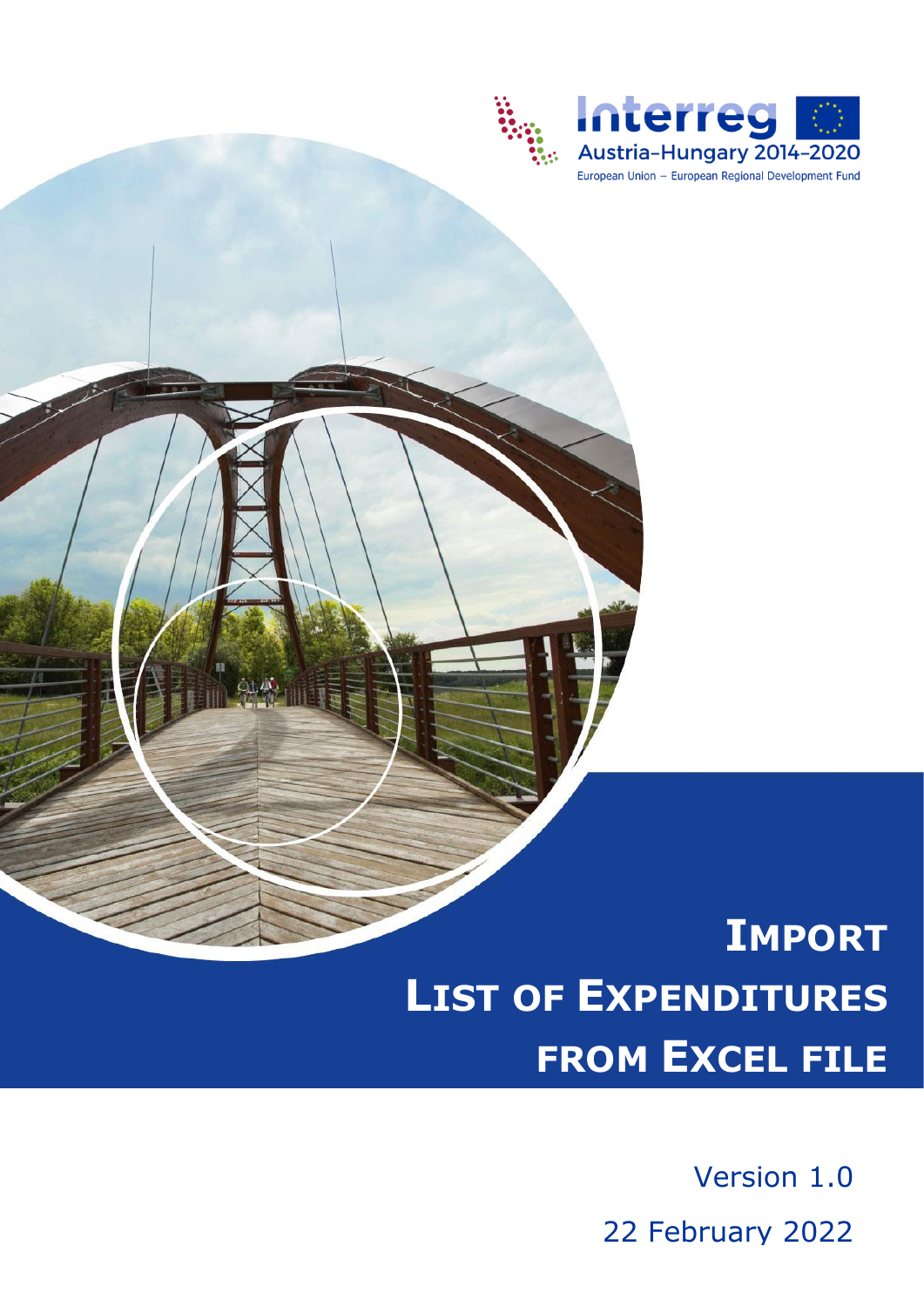Interreg
Austria-Hungary 2014-2020
European Union – European Regional Development Fund

# Import List of Expenditures from Excel file

Version 1.0

22 February 2022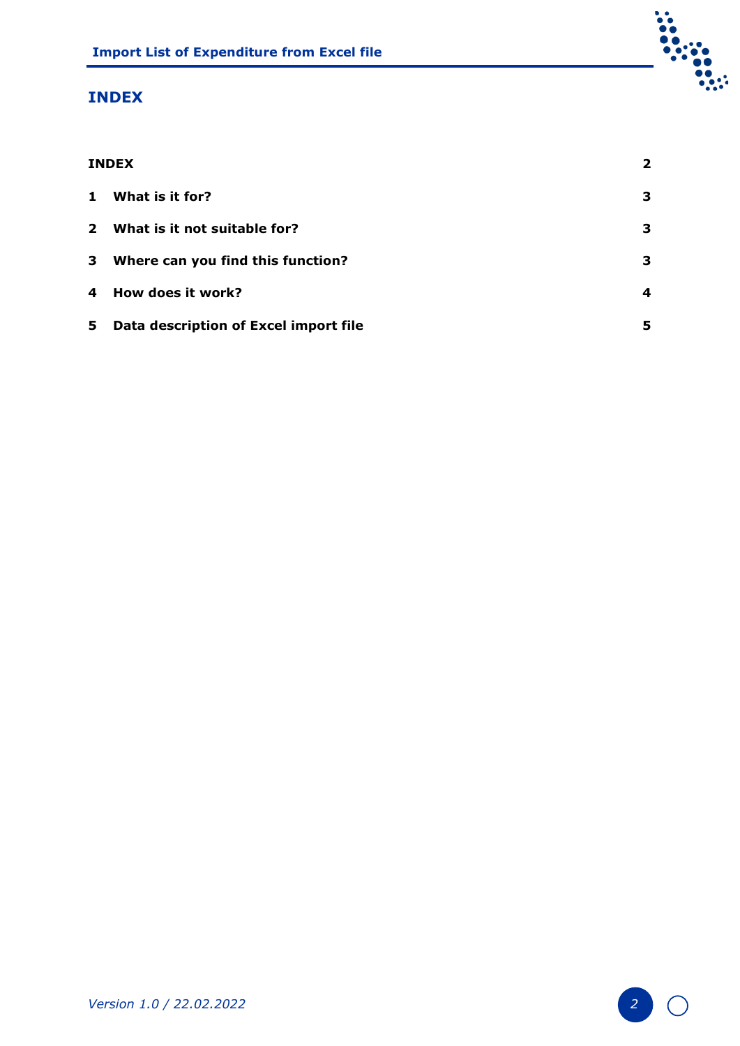# INDEX

| | | |
|---|---|---|
| **INDEX** | | **2** |
| **1** | **What is it for?** | **3** |
| **2** | **What is it not suitable for?** | **3** |
| **3** | **Where can you find this function?** | **3** |
| **4** | **How does it work?** | **4** |
| **5** | **Data description of Excel import file** | **5** |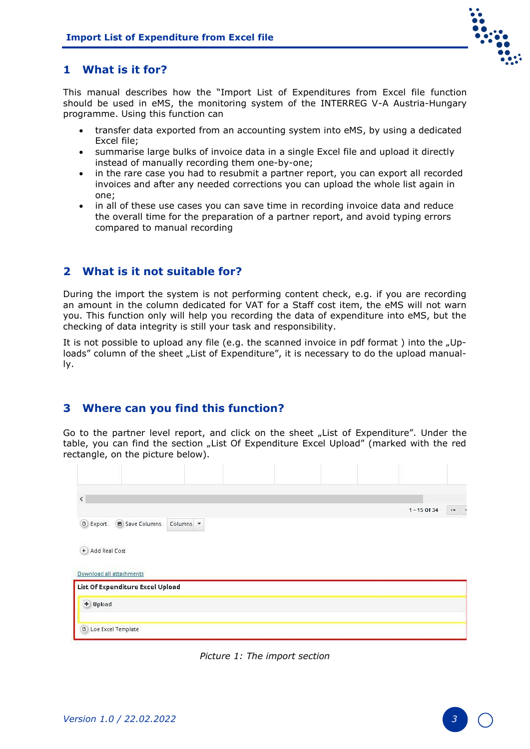## 1 What is it for?

This manual describes how the "Import List of Expenditures from Excel file function should be used in eMS, the monitoring system of the INTERREG V-A Austria-Hungary programme. Using this function can

- transfer data exported from an accounting system into eMS, by using a dedicated Excel file;
- summarise large bulks of invoice data in a single Excel file and upload it directly instead of manually recording them one-by-one;
- in the rare case you had to resubmit a partner report, you can export all recorded invoices and after any needed corrections you can upload the whole list again in one;
- in all of these use cases you can save time in recording invoice data and reduce the overall time for the preparation of a partner report, and avoid typing errors compared to manual recording

## 2 What is it not suitable for?

During the import the system is not performing content check, e.g. if you are recording an amount in the column dedicated for VAT for a Staff cost item, the eMS will not warn you. This function only will help you recording the data of expenditure into eMS, but the checking of data integrity is still your task and responsibility.

It is not possible to upload any file (e.g. the scanned invoice in pdf format ) into the „Uploads" column of the sheet „List of Expenditure", it is necessary to do the upload manually.

## 3 Where can you find this function?

Go to the partner level report, and click on the sheet „List of Expenditure". Under the table, you can find the section „List Of Expenditure Excel Upload" (marked with the red rectangle, on the picture below).

*Picture 1: The import section*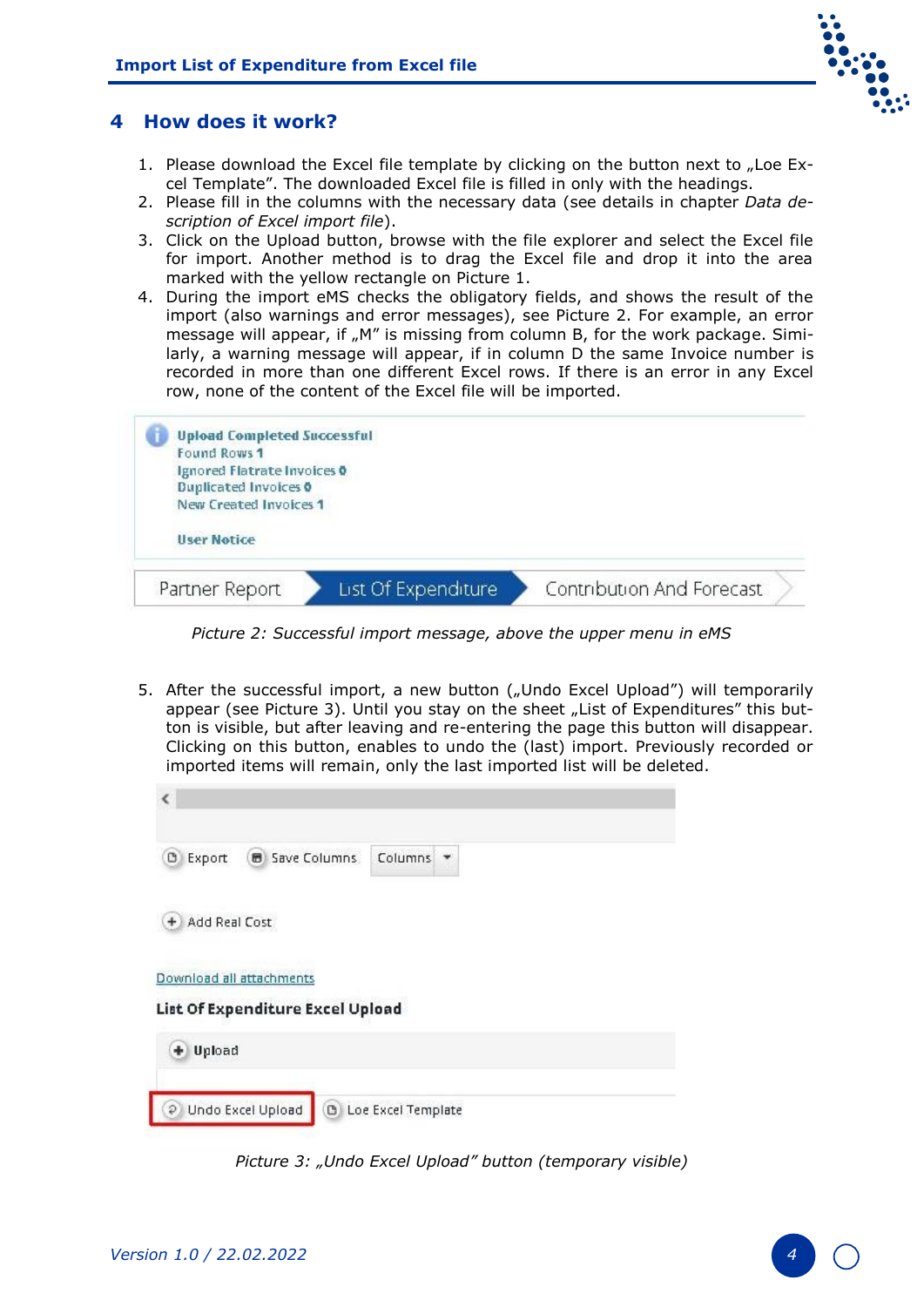## 4 How does it work?

1. Please download the Excel file template by clicking on the button next to „Loe Excel Template". The downloaded Excel file is filled in only with the headings.
2. Please fill in the columns with the necessary data (see details in chapter *Data description of Excel import file*).
3. Click on the Upload button, browse with the file explorer and select the Excel file for import. Another method is to drag the Excel file and drop it into the area marked with the yellow rectangle on Picture 1.
4. During the import eMS checks the obligatory fields, and shows the result of the import (also warnings and error messages), see Picture 2. For example, an error message will appear, if „M" is missing from column B, for the work package. Similarly, a warning message will appear, if in column D the same Invoice number is recorded in more than one different Excel rows. If there is an error in any Excel row, none of the content of the Excel file will be imported.

*Picture 2: Successful import message, above the upper menu in eMS*

5. After the successful import, a new button („Undo Excel Upload") will temporarily appear (see Picture 3). Until you stay on the sheet „List of Expenditures" this button is visible, but after leaving and re-entering the page this button will disappear. Clicking on this button, enables to undo the (last) import. Previously recorded or imported items will remain, only the last imported list will be deleted.

*Picture 3: „Undo Excel Upload" button (temporary visible)*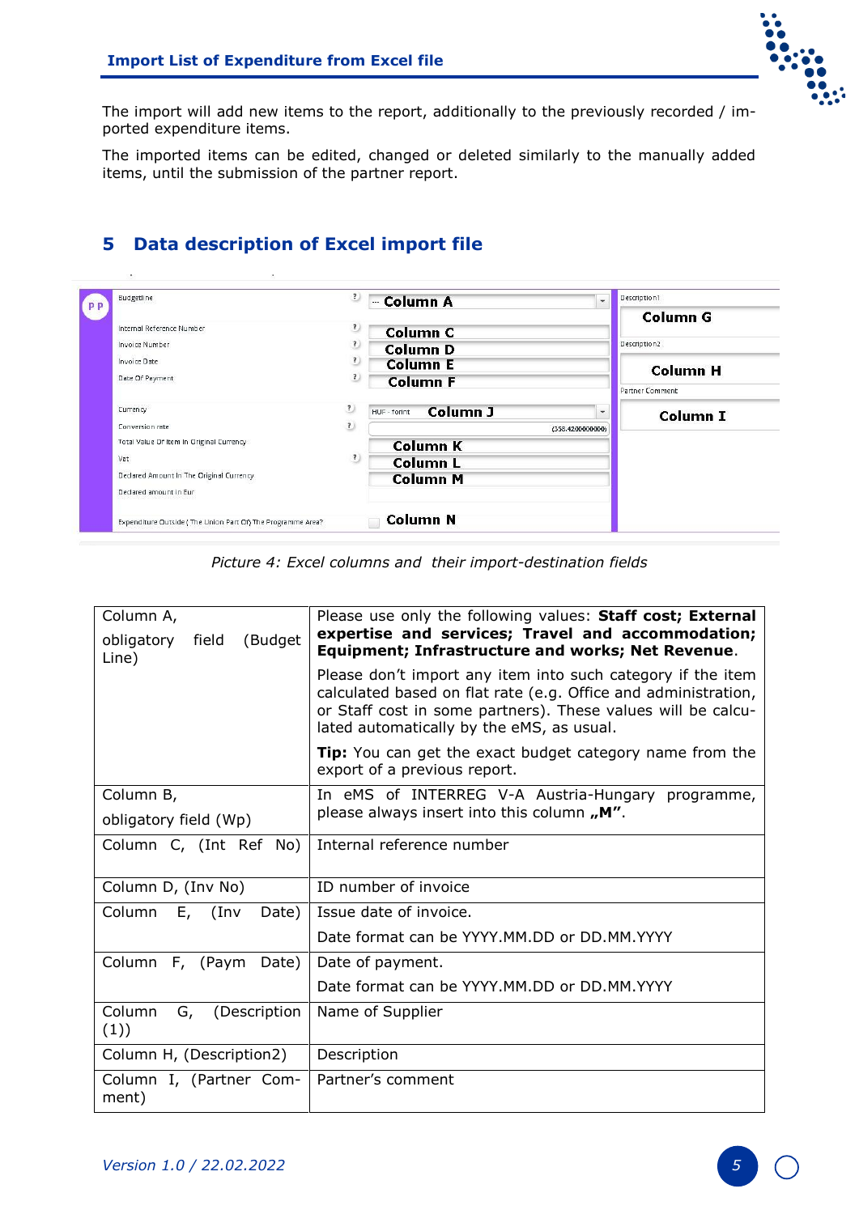The import will add new items to the report, additionally to the previously recorded / imported expenditure items.

The imported items can be edited, changed or deleted similarly to the manually added items, until the submission of the partner report.

# 5 Data description of Excel import file

*Picture 4: Excel columns and their import-destination fields*

| | |
|---|---|
| Column A, obligatory field (Budget Line) | Please use only the following values: **Staff cost; External expertise and services; Travel and accommodation; Equipment; Infrastructure and works; Net Revenue**. <br> Please don't import any item into such category if the item calculated based on flat rate (e.g. Office and administration, or Staff cost in some partners). These values will be calculated automatically by the eMS, as usual. <br> **Tip:** You can get the exact budget category name from the export of a previous report. |
| Column B, obligatory field (Wp) | In eMS of INTERREG V-A Austria-Hungary programme, please always insert into this column **„M"**. |
| Column C, (Int Ref No) | Internal reference number |
| Column D, (Inv No) | ID number of invoice |
| Column E, (Inv Date) | Issue date of invoice. <br> Date format can be YYYY.MM.DD or DD.MM.YYYY |
| Column F, (Paym Date) | Date of payment. <br> Date format can be YYYY.MM.DD or DD.MM.YYYY |
| Column G, (Description (1)) | Name of Supplier |
| Column H, (Description2) | Description |
| Column I, (Partner Comment) | Partner's comment |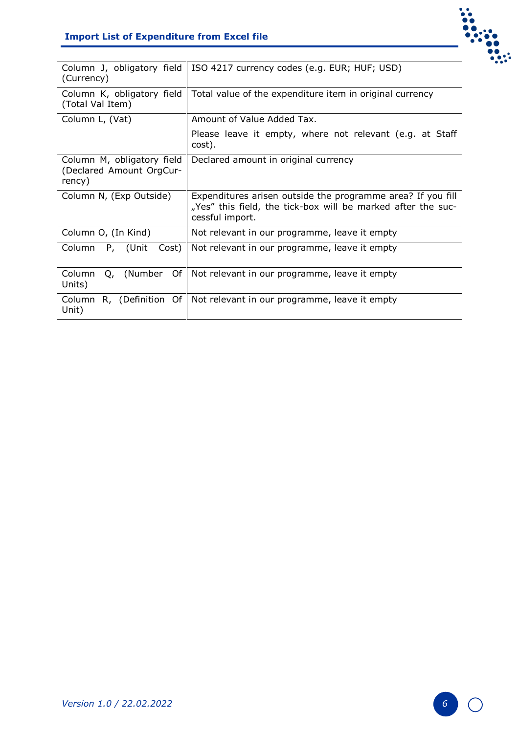| | |
|---|---|
| Column J, obligatory field (Currency) | ISO 4217 currency codes (e.g. EUR; HUF; USD) |
| Column K, obligatory field (Total Val Item) | Total value of the expenditure item in original currency |
| Column L, (Vat) | Amount of Value Added Tax.<br>Please leave it empty, where not relevant (e.g. at Staff cost). |
| Column M, obligatory field (Declared Amount OrgCurrency) | Declared amount in original currency |
| Column N, (Exp Outside) | Expenditures arisen outside the programme area? If you fill „Yes" this field, the tick-box will be marked after the successful import. |
| Column O, (In Kind) | Not relevant in our programme, leave it empty |
| Column P, (Unit Cost) | Not relevant in our programme, leave it empty |
| Column Q, (Number Of Units) | Not relevant in our programme, leave it empty |
| Column R, (Definition Of Unit) | Not relevant in our programme, leave it empty |